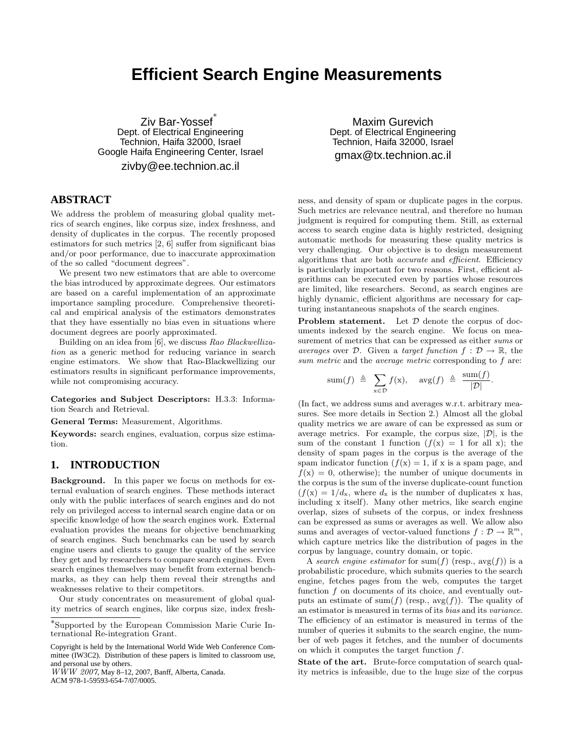# Efficient Search Engine Measurements

Ziv Bar-Yossef[*]
Dept. of Electrical Engineering
Technion, Haifa 32000, Israel
Google Haifa Engineering Center, Israel
zivby@ee.technion.ac.il

Maxim Gurevich
Dept. of Electrical Engineering
Technion, Haifa 32000, Israel
gmax@tx.technion.ac.il

## ABSTRACT

We address the problem of measuring global quality metrics of search engines, like corpus size, index freshness, and density of duplicates in the corpus. The recently proposed estimators for such metrics [2, 6] suffer from significant bias and/or poor performance, due to inaccurate approximation of the so called "document degrees".

We present two new estimators that are able to overcome the bias introduced by approximate degrees. Our estimators are based on a careful implementation of an approximate importance sampling procedure. Comprehensive theoretical and empirical analysis of the estimators demonstrates that they have essentially no bias even in situations where document degrees are poorly approximated.

Building on an idea from [6], we discuss *Rao Blackwellization* as a generic method for reducing variance in search engine estimators. We show that Rao-Blackwellizing our estimators results in significant performance improvements, while not compromising accuracy.

**Categories and Subject Descriptors:** H.3.3: Information Search and Retrieval.

**General Terms:** Measurement, Algorithms.

**Keywords:** search engines, evaluation, corpus size estimation.

## 1. INTRODUCTION

**Background.** In this paper we focus on methods for external evaluation of search engines. These methods interact only with the public interfaces of search engines and do not rely on privileged access to internal search engine data or on specific knowledge of how the search engines work. External evaluation provides the means for objective benchmarking of search engines. Such benchmarks can be used by search engine users and clients to gauge the quality of the service they get and by researchers to compare search engines. Even search engines themselves may benefit from external benchmarks, as they can help them reveal their strengths and weaknesses relative to their competitors.

Our study concentrates on measurement of global quality metrics of search engines, like corpus size, index freshness, and density of spam or duplicate pages in the corpus. Such metrics are relevance neutral, and therefore no human judgment is required for computing them. Still, as external access to search engine data is highly restricted, designing automatic methods for measuring these quality metrics is very challenging. Our objective is to design measurement algorithms that are both *accurate* and *efficient*. Efficiency is particularly important for two reasons. First, efficient algorithms can be executed even by parties whose resources are limited, like researchers. Second, as search engines are highly dynamic, efficient algorithms are necessary for capturing instantaneous snapshots of the search engines.

**Problem statement.** Let $\mathcal{D}$ denote the corpus of documents indexed by the search engine. We focus on measurement of metrics that can be expressed as either *sums* or *averages* over $\mathcal{D}$. Given a *target function* $f : \mathcal{D} \to \mathbb{R}$, the *sum metric* and the *average metric* corresponding to $f$ are:

$$\mathrm{sum}(f) \triangleq \sum_{\mathrm{x} \in \mathcal{D}} f(\mathrm{x}), \quad \mathrm{avg}(f) \triangleq \frac{\mathrm{sum}(f)}{|\mathcal{D}|}.$$

(In fact, we address sums and averages w.r.t. arbitrary measures. See more details in Section 2.) Almost all the global quality metrics we are aware of can be expressed as sum or average metrics. For example, the corpus size, $|\mathcal{D}|$, is the sum of the constant 1 function ($f(\mathrm{x}) = 1$ for all x); the density of spam pages in the corpus is the average of the spam indicator function ($f(\mathrm{x}) = 1$, if x is a spam page, and $f(\mathrm{x}) = 0$, otherwise); the number of unique documents in the corpus is the sum of the inverse duplicate-count function ($f(\mathrm{x}) = 1/d_{\mathrm{x}}$, where $d_{\mathrm{x}}$ is the number of duplicates x has, including x itself). Many other metrics, like search engine overlap, sizes of subsets of the corpus, or index freshness can be expressed as sums or averages as well. We allow also sums and averages of vector-valued functions $f : \mathcal{D} \to \mathbb{R}^m$, which capture metrics like the distribution of pages in the corpus by language, country domain, or topic.

A *search engine estimator* for $\mathrm{sum}(f)$ (resp., $\mathrm{avg}(f)$) is a probabilistic procedure, which submits queries to the search engine, fetches pages from the web, computes the target function $f$ on documents of its choice, and eventually outputs an estimate of $\mathrm{sum}(f)$ (resp., $\mathrm{avg}(f)$). The quality of an estimator is measured in terms of its *bias* and its *variance*. The efficiency of an estimator is measured in terms of the number of queries it submits to the search engine, the number of web pages it fetches, and the number of documents on which it computes the target function $f$.

**State of the art.** Brute-force computation of search quality metrics is infeasible, due to the huge size of the corpus

[*]Supported by the European Commission Marie Curie International Re-integration Grant.

Copyright is held by the International World Wide Web Conference Committee (IW3C2). Distribution of these papers is limited to classroom use, and personal use by others.
*WWW 2007*, May 8–12, 2007, Banff, Alberta, Canada.
ACM 978-1-59593-654-7/07/0005.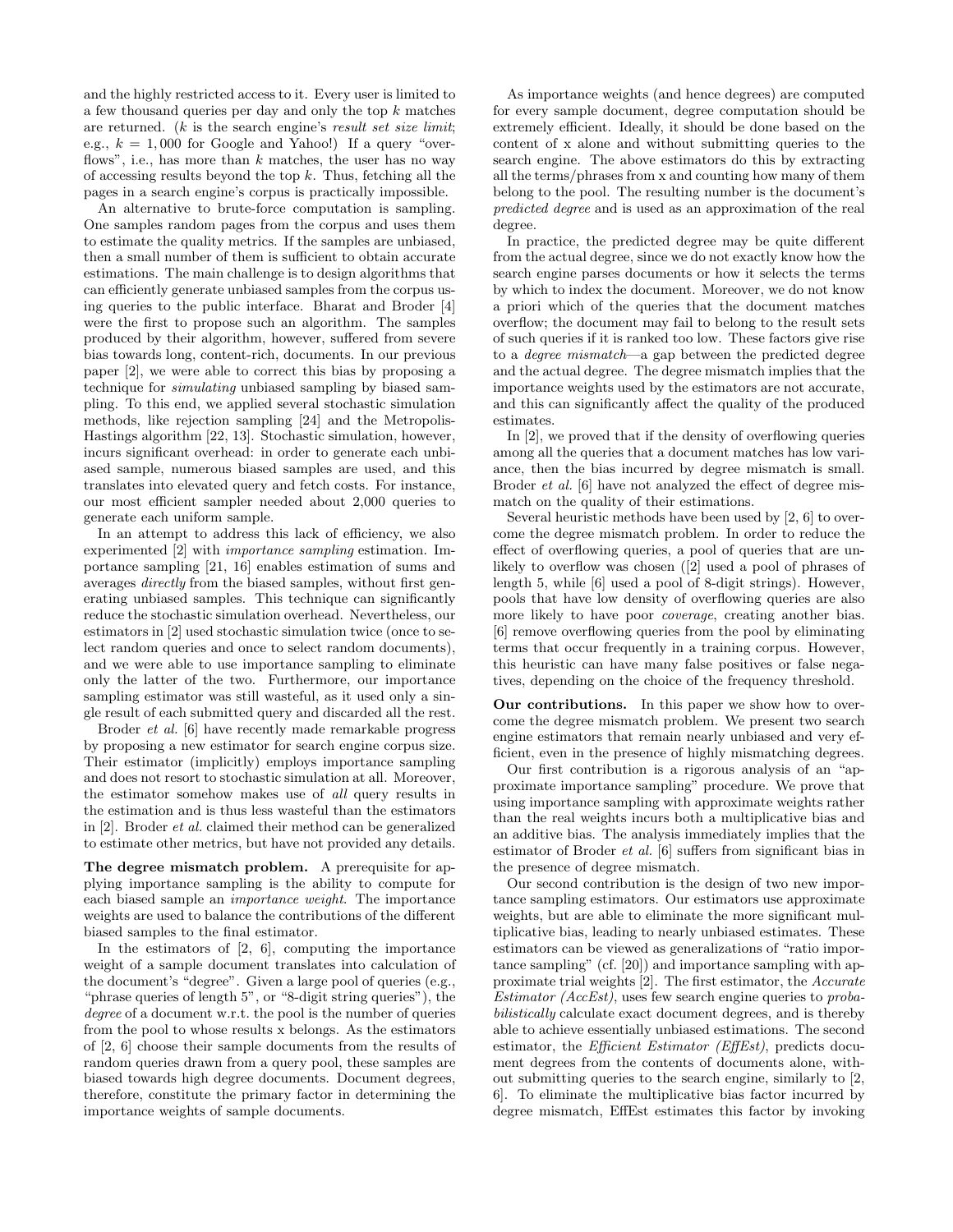and the highly restricted access to it. Every user is limited to a few thousand queries per day and only the top $k$ matches are returned. ($k$ is the search engine's *result set size limit*; e.g., $k = 1,000$ for Google and Yahoo!) If a query "overflows", i.e., has more than $k$ matches, the user has no way of accessing results beyond the top $k$. Thus, fetching all the pages in a search engine's corpus is practically impossible.

An alternative to brute-force computation is sampling. One samples random pages from the corpus and uses them to estimate the quality metrics. If the samples are unbiased, then a small number of them is sufficient to obtain accurate estimations. The main challenge is to design algorithms that can efficiently generate unbiased samples from the corpus using queries to the public interface. Bharat and Broder [4] were the first to propose such an algorithm. The samples produced by their algorithm, however, suffered from severe bias towards long, content-rich, documents. In our previous paper [2], we were able to correct this bias by proposing a technique for *simulating* unbiased sampling by biased sampling. To this end, we applied several stochastic simulation methods, like rejection sampling [24] and the Metropolis-Hastings algorithm [22, 13]. Stochastic simulation, however, incurs significant overhead: in order to generate each unbiased sample, numerous biased samples are used, and this translates into elevated query and fetch costs. For instance, our most efficient sampler needed about 2,000 queries to generate each uniform sample.

In an attempt to address this lack of efficiency, we also experimented [2] with *importance sampling* estimation. Importance sampling [21, 16] enables estimation of sums and averages *directly* from the biased samples, without first generating unbiased samples. This technique can significantly reduce the stochastic simulation overhead. Nevertheless, our estimators in [2] used stochastic simulation twice (once to select random queries and once to select random documents), and we were able to use importance sampling to eliminate only the latter of the two. Furthermore, our importance sampling estimator was still wasteful, as it used only a single result of each submitted query and discarded all the rest.

Broder *et al.* [6] have recently made remarkable progress by proposing a new estimator for search engine corpus size. Their estimator (implicitly) employs importance sampling and does not resort to stochastic simulation at all. Moreover, the estimator somehow makes use of *all* query results in the estimation and is thus less wasteful than the estimators in [2]. Broder *et al.* claimed their method can be generalized to estimate other metrics, but have not provided any details.

**The degree mismatch problem.** A prerequisite for applying importance sampling is the ability to compute for each biased sample an *importance weight*. The importance weights are used to balance the contributions of the different biased samples to the final estimator.

In the estimators of [2, 6], computing the importance weight of a sample document translates into calculation of the document's "degree". Given a large pool of queries (e.g., "phrase queries of length 5", or "8-digit string queries"), the *degree* of a document w.r.t. the pool is the number of queries from the pool to whose results x belongs. As the estimators of [2, 6] choose their sample documents from the results of random queries drawn from a query pool, these samples are biased towards high degree documents. Document degrees, therefore, constitute the primary factor in determining the importance weights of sample documents.

As importance weights (and hence degrees) are computed for every sample document, degree computation should be extremely efficient. Ideally, it should be done based on the content of x alone and without submitting queries to the search engine. The above estimators do this by extracting all the terms/phrases from x and counting how many of them belong to the pool. The resulting number is the document's *predicted degree* and is used as an approximation of the real degree.

In practice, the predicted degree may be quite different from the actual degree, since we do not exactly know how the search engine parses documents or how it selects the terms by which to index the document. Moreover, we do not know a priori which of the queries that the document matches overflow; the document may fail to belong to the result sets of such queries if it is ranked too low. These factors give rise to a *degree mismatch*—a gap between the predicted degree and the actual degree. The degree mismatch implies that the importance weights used by the estimators are not accurate, and this can significantly affect the quality of the produced estimates.

In [2], we proved that if the density of overflowing queries among all the queries that a document matches has low variance, then the bias incurred by degree mismatch is small. Broder *et al.* [6] have not analyzed the effect of degree mismatch on the quality of their estimations.

Several heuristic methods have been used by [2, 6] to overcome the degree mismatch problem. In order to reduce the effect of overflowing queries, a pool of queries that are unlikely to overflow was chosen ([2] used a pool of phrases of length 5, while [6] used a pool of 8-digit strings). However, pools that have low density of overflowing queries are also more likely to have poor *coverage*, creating another bias. [6] remove overflowing queries from the pool by eliminating terms that occur frequently in a training corpus. However, this heuristic can have many false positives or false negatives, depending on the choice of the frequency threshold.

**Our contributions.** In this paper we show how to overcome the degree mismatch problem. We present two search engine estimators that remain nearly unbiased and very efficient, even in the presence of highly mismatching degrees.

Our first contribution is a rigorous analysis of an "approximate importance sampling" procedure. We prove that using importance sampling with approximate weights rather than the real weights incurs both a multiplicative bias and an additive bias. The analysis immediately implies that the estimator of Broder *et al.* [6] suffers from significant bias in the presence of degree mismatch.

Our second contribution is the design of two new importance sampling estimators. Our estimators use approximate weights, but are able to eliminate the more significant multiplicative bias, leading to nearly unbiased estimates. These estimators can be viewed as generalizations of "ratio importance sampling" (cf. [20]) and importance sampling with approximate trial weights [2]. The first estimator, the *Accurate Estimator (AccEst)*, uses few search engine queries to *probabilistically* calculate exact document degrees, and is thereby able to achieve essentially unbiased estimations. The second estimator, the *Efficient Estimator (EffEst)*, predicts document degrees from the contents of documents alone, without submitting queries to the search engine, similarly to [2, 6]. To eliminate the multiplicative bias factor incurred by degree mismatch, EffEst estimates this factor by invoking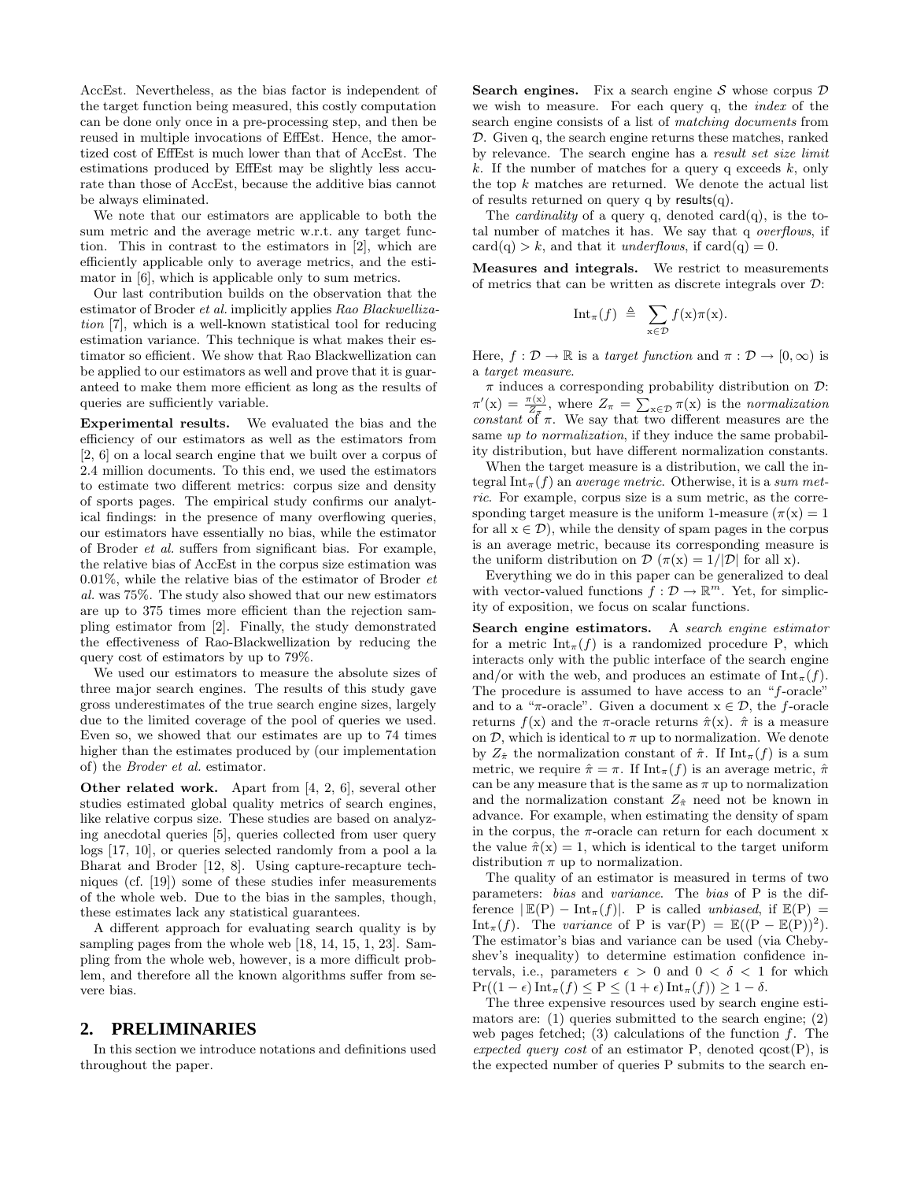AccEst. Nevertheless, as the bias factor is independent of the target function being measured, this costly computation can be done only once in a pre-processing step, and then be reused in multiple invocations of EffEst. Hence, the amortized cost of EffEst is much lower than that of AccEst. The estimations produced by EffEst may be slightly less accurate than those of AccEst, because the additive bias cannot be always eliminated.

We note that our estimators are applicable to both the sum metric and the average metric w.r.t. any target function. This in contrast to the estimators in [2], which are efficiently applicable only to average metrics, and the estimator in [6], which is applicable only to sum metrics.

Our last contribution builds on the observation that the estimator of Broder *et al.* implicitly applies *Rao Blackwellization* [7], which is a well-known statistical tool for reducing estimation variance. This technique is what makes their estimator so efficient. We show that Rao Blackwellization can be applied to our estimators as well and prove that it is guaranteed to make them more efficient as long as the results of queries are sufficiently variable.

**Experimental results.** We evaluated the bias and the efficiency of our estimators as well as the estimators from [2, 6] on a local search engine that we built over a corpus of 2.4 million documents. To this end, we used the estimators to estimate two different metrics: corpus size and density of sports pages. The empirical study confirms our analytical findings: in the presence of many overflowing queries, our estimators have essentially no bias, while the estimator of Broder *et al.* suffers from significant bias. For example, the relative bias of AccEst in the corpus size estimation was 0.01%, while the relative bias of the estimator of Broder *et al.* was 75%. The study also showed that our new estimators are up to 375 times more efficient than the rejection sampling estimator from [2]. Finally, the study demonstrated the effectiveness of Rao-Blackwellization by reducing the query cost of estimators by up to 79%.

We used our estimators to measure the absolute sizes of three major search engines. The results of this study gave gross underestimates of the true search engine sizes, largely due to the limited coverage of the pool of queries we used. Even so, we showed that our estimates are up to 74 times higher than the estimates produced by (our implementation of) the *Broder et al.* estimator.

**Other related work.** Apart from [4, 2, 6], several other studies estimated global quality metrics of search engines, like relative corpus size. These studies are based on analyzing anecdotal queries [5], queries collected from user query logs [17, 10], or queries selected randomly from a pool a la Bharat and Broder [12, 8]. Using capture-recapture techniques (cf. [19]) some of these studies infer measurements of the whole web. Due to the bias in the samples, though, these estimates lack any statistical guarantees.

A different approach for evaluating search quality is by sampling pages from the whole web [18, 14, 15, 1, 23]. Sampling from the whole web, however, is a more difficult problem, and therefore all the known algorithms suffer from severe bias.

## 2. PRELIMINARIES

In this section we introduce notations and definitions used throughout the paper.

**Search engines.** Fix a search engine $\mathcal{S}$ whose corpus $\mathcal{D}$ we wish to measure. For each query q, the *index* of the search engine consists of a list of *matching documents* from $\mathcal{D}$. Given q, the search engine returns these matches, ranked by relevance. The search engine has a *result set size limit* $k$. If the number of matches for a query q exceeds $k$, only the top $k$ matches are returned. We denote the actual list of results returned on query q by $\mathsf{results}(q)$.

The *cardinality* of a query q, denoted $\mathrm{card}(q)$, is the total number of matches it has. We say that q *overflows*, if $\mathrm{card}(q) > k$, and that it *underflows*, if $\mathrm{card}(q) = 0$.

**Measures and integrals.** We restrict to measurements of metrics that can be written as discrete integrals over $\mathcal{D}$:

$$\mathrm{Int}_\pi(f) \;\triangleq\; \sum_{x \in \mathcal{D}} f(x)\pi(x).$$

Here, $f : \mathcal{D} \to \mathbb{R}$ is a *target function* and $\pi : \mathcal{D} \to [0, \infty)$ is a *target measure*.

$\pi$ induces a corresponding probability distribution on $\mathcal{D}$: $\pi'(x) = \frac{\pi(x)}{Z_\pi}$, where $Z_\pi = \sum_{x \in \mathcal{D}} \pi(x)$ is the *normalization constant* of $\pi$. We say that two different measures are the same *up to normalization*, if they induce the same probability distribution, but have different normalization constants.

When the target measure is a distribution, we call the integral $\mathrm{Int}_\pi(f)$ an *average metric*. Otherwise, it is a *sum metric*. For example, corpus size is a sum metric, as the corresponding target measure is the uniform 1-measure ($\pi(x) = 1$ for all $x \in \mathcal{D}$), while the density of spam pages in the corpus is an average metric, because its corresponding measure is the uniform distribution on $\mathcal{D}$ ($\pi(x) = 1/|\mathcal{D}|$ for all x).

Everything we do in this paper can be generalized to deal with vector-valued functions $f : \mathcal{D} \to \mathbb{R}^m$. Yet, for simplicity of exposition, we focus on scalar functions.

**Search engine estimators.** A *search engine estimator* for a metric $\mathrm{Int}_\pi(f)$ is a randomized procedure P, which interacts only with the public interface of the search engine and/or with the web, and produces an estimate of $\mathrm{Int}_\pi(f)$. The procedure is assumed to have access to an "$f$-oracle" and to a "$\pi$-oracle". Given a document $x \in \mathcal{D}$, the $f$-oracle returns $f(x)$ and the $\pi$-oracle returns $\hat{\pi}(x)$. $\hat{\pi}$ is a measure on $\mathcal{D}$, which is identical to $\pi$ up to normalization. We denote by $Z_{\hat{\pi}}$ the normalization constant of $\hat{\pi}$. If $\mathrm{Int}_\pi(f)$ is a sum metric, we require $\hat{\pi} = \pi$. If $\mathrm{Int}_\pi(f)$ is an average metric, $\hat{\pi}$ can be any measure that is the same as $\pi$ up to normalization and the normalization constant $Z_{\hat{\pi}}$ need not be known in advance. For example, when estimating the density of spam in the corpus, the $\pi$-oracle can return for each document x the value $\hat{\pi}(x) = 1$, which is identical to the target uniform distribution $\pi$ up to normalization.

The quality of an estimator is measured in terms of two parameters: *bias* and *variance*. The *bias* of P is the difference $|\mathbb{E}(\mathrm{P}) - \mathrm{Int}_\pi(f)|$. P is called *unbiased*, if $\mathbb{E}(\mathrm{P}) = \mathrm{Int}_\pi(f)$. The *variance* of P is $\mathrm{var}(\mathrm{P}) = \mathbb{E}((\mathrm{P} - \mathbb{E}(\mathrm{P}))^2)$. The estimator's bias and variance can be used (via Chebyshev's inequality) to determine estimation confidence intervals, i.e., parameters $\epsilon > 0$ and $0 < \delta < 1$ for which $\Pr((1-\epsilon)\,\mathrm{Int}_\pi(f) \le \mathrm{P} \le (1+\epsilon)\,\mathrm{Int}_\pi(f)) \ge 1 - \delta$.

The three expensive resources used by search engine estimators are: (1) queries submitted to the search engine; (2) web pages fetched; (3) calculations of the function $f$. The *expected query cost* of an estimator P, denoted $\mathrm{qcost}(\mathrm{P})$, is the expected number of queries P submits to the search en-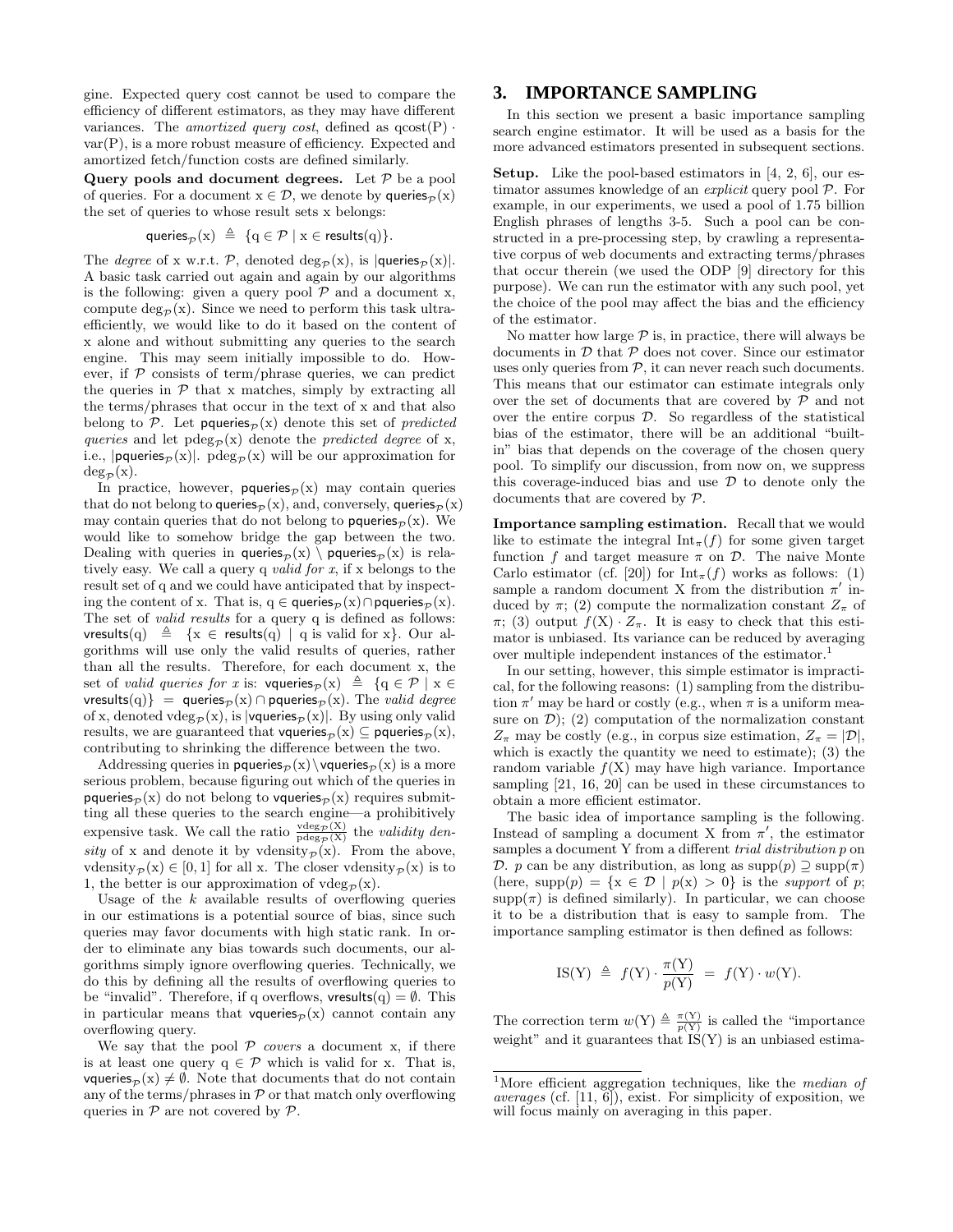gine. Expected query cost cannot be used to compare the efficiency of different estimators, as they may have different variances. The *amortized query cost*, defined as $\text{qcost}(P) \cdot \text{var}(P)$, is a more robust measure of efficiency. Expected and amortized fetch/function costs are defined similarly.

**Query pools and document degrees.** Let $\mathcal{P}$ be a pool of queries. For a document $x \in \mathcal{D}$, we denote by $\mathsf{queries}_{\mathcal{P}}(x)$ the set of queries to whose result sets x belongs:

$$\mathsf{queries}_{\mathcal{P}}(x) \triangleq \{q \in \mathcal{P} \mid x \in \mathsf{results}(q)\}.$$

The *degree* of x w.r.t. $\mathcal{P}$, denoted $\deg_{\mathcal{P}}(x)$, is $|\mathsf{queries}_{\mathcal{P}}(x)|$. A basic task carried out again and again by our algorithms is the following: given a query pool $\mathcal{P}$ and a document x, compute $\deg_{\mathcal{P}}(x)$. Since we need to perform this task ultra-efficiently, we would like to do it based on the content of x alone and without submitting any queries to the search engine. This may seem initially impossible to do. However, if $\mathcal{P}$ consists of term/phrase queries, we can predict the queries in $\mathcal{P}$ that x matches, simply by extracting all the terms/phrases that occur in the text of x and that also belong to $\mathcal{P}$. Let $\mathsf{pqueries}_{\mathcal{P}}(x)$ denote this set of *predicted queries* and let $\text{pdeg}_{\mathcal{P}}(x)$ denote the *predicted degree* of x, i.e., $|\mathsf{pqueries}_{\mathcal{P}}(x)|$. $\text{pdeg}_{\mathcal{P}}(x)$ will be our approximation for $\deg_{\mathcal{P}}(x)$.

In practice, however, $\mathsf{pqueries}_{\mathcal{P}}(x)$ may contain queries that do not belong to $\mathsf{queries}_{\mathcal{P}}(x)$, and, conversely, $\mathsf{queries}_{\mathcal{P}}(x)$ may contain queries that do not belong to $\mathsf{pqueries}_{\mathcal{P}}(x)$. We would like to somehow bridge the gap between the two. Dealing with queries in $\mathsf{queries}_{\mathcal{P}}(x) \setminus \mathsf{pqueries}_{\mathcal{P}}(x)$ is relatively easy. We call a query q *valid for x*, if x belongs to the result set of q and we could have anticipated that by inspecting the content of x. That is, $q \in \mathsf{queries}_{\mathcal{P}}(x) \cap \mathsf{pqueries}_{\mathcal{P}}(x)$. The set of *valid results* for a query q is defined as follows: $\mathsf{vresults}(q) \triangleq \{x \in \mathsf{results}(q) \mid q \text{ is valid for } x\}$. Our algorithms will use only the valid results of queries, rather than all the results. Therefore, for each document x, the set of *valid queries for x* is: $\mathsf{vqueries}_{\mathcal{P}}(x) \triangleq \{q \in \mathcal{P} \mid x \in \mathsf{vresults}(q)\} = \mathsf{queries}_{\mathcal{P}}(x) \cap \mathsf{pqueries}_{\mathcal{P}}(x)$. The *valid degree* of x, denoted $\text{vdeg}_{\mathcal{P}}(x)$, is $|\mathsf{vqueries}_{\mathcal{P}}(x)|$. By using only valid results, we are guaranteed that $\mathsf{vqueries}_{\mathcal{P}}(x) \subseteq \mathsf{pqueries}_{\mathcal{P}}(x)$, contributing to shrinking the difference between the two.

Addressing queries in $\mathsf{pqueries}_{\mathcal{P}}(x) \setminus \mathsf{vqueries}_{\mathcal{P}}(x)$ is a more serious problem, because figuring out which of the queries in $\mathsf{pqueries}_{\mathcal{P}}(x)$ do not belong to $\mathsf{vqueries}_{\mathcal{P}}(x)$ requires submitting all these queries to the search engine—a prohibitively expensive task. We call the ratio $\frac{\text{vdeg}_{\mathcal{P}}(X)}{\text{pdeg}_{\mathcal{P}}(X)}$ the *validity density* of x and denote it by $\text{vdensity}_{\mathcal{P}}(x)$. From the above, $\text{vdensity}_{\mathcal{P}}(x) \in [0, 1]$ for all x. The closer $\text{vdensity}_{\mathcal{P}}(x)$ is to 1, the better is our approximation of $\text{vdeg}_{\mathcal{P}}(x)$.

Usage of the $k$ available results of overflowing queries in our estimations is a potential source of bias, since such queries may favor documents with high static rank. In order to eliminate any bias towards such documents, our algorithms simply ignore overflowing queries. Technically, we do this by defining all the results of overflowing queries to be "invalid". Therefore, if q overflows, $\mathsf{vresults}(q) = \emptyset$. This in particular means that $\mathsf{vqueries}_{\mathcal{P}}(x)$ cannot contain any overflowing query.

We say that the pool $\mathcal{P}$ *covers* a document x, if there is at least one query $q \in \mathcal{P}$ which is valid for x. That is, $\mathsf{vqueries}_{\mathcal{P}}(x) \neq \emptyset$. Note that documents that do not contain any of the terms/phrases in $\mathcal{P}$ or that match only overflowing queries in $\mathcal{P}$ are not covered by $\mathcal{P}$.

## 3. IMPORTANCE SAMPLING

In this section we present a basic importance sampling search engine estimator. It will be used as a basis for the more advanced estimators presented in subsequent sections.

**Setup.** Like the pool-based estimators in [4, 2, 6], our estimator assumes knowledge of an *explicit* query pool $\mathcal{P}$. For example, in our experiments, we used a pool of 1.75 billion English phrases of lengths 3-5. Such a pool can be constructed in a pre-processing step, by crawling a representative corpus of web documents and extracting terms/phrases that occur therein (we used the ODP [9] directory for this purpose). We can run the estimator with any such pool, yet the choice of the pool may affect the bias and the efficiency of the estimator.

No matter how large $\mathcal{P}$ is, in practice, there will always be documents in $\mathcal{D}$ that $\mathcal{P}$ does not cover. Since our estimator uses only queries from $\mathcal{P}$, it can never reach such documents. This means that our estimator can estimate integrals only over the set of documents that are covered by $\mathcal{P}$ and not over the entire corpus $\mathcal{D}$. So regardless of the statistical bias of the estimator, there will be an additional "built-in" bias that depends on the coverage of the chosen query pool. To simplify our discussion, from now on, we suppress this coverage-induced bias and use $\mathcal{D}$ to denote only the documents that are covered by $\mathcal{P}$.

**Importance sampling estimation.** Recall that we would like to estimate the integral $\text{Int}_\pi(f)$ for some given target function $f$ and target measure $\pi$ on $\mathcal{D}$. The naive Monte Carlo estimator (cf. [20]) for $\text{Int}_\pi(f)$ works as follows: (1) sample a random document X from the distribution $\pi'$ induced by $\pi$; (2) compute the normalization constant $Z_\pi$ of $\pi$; (3) output $f(X) \cdot Z_\pi$. It is easy to check that this estimator is unbiased. Its variance can be reduced by averaging over multiple independent instances of the estimator.[1]

In our setting, however, this simple estimator is impractical, for the following reasons: (1) sampling from the distribution $\pi'$ may be hard or costly (e.g., when $\pi$ is a uniform measure on $\mathcal{D}$); (2) computation of the normalization constant $Z_\pi$ may be costly (e.g., in corpus size estimation, $Z_\pi = |\mathcal{D}|$, which is exactly the quantity we need to estimate); (3) the random variable $f(X)$ may have high variance. Importance sampling [21, 16, 20] can be used in these circumstances to obtain a more efficient estimator.

The basic idea of importance sampling is the following. Instead of sampling a document X from $\pi'$, the estimator samples a document Y from a different *trial distribution* $p$ on $\mathcal{D}$. $p$ can be any distribution, as long as $\text{supp}(p) \supseteq \text{supp}(\pi)$ (here, $\text{supp}(p) = \{x \in \mathcal{D} \mid p(x) > 0\}$ is the *support* of $p$; $\text{supp}(\pi)$ is defined similarly). In particular, we can choose it to be a distribution that is easy to sample from. The importance sampling estimator is then defined as follows:

$$\text{IS}(Y) \triangleq f(Y) \cdot \frac{\pi(Y)}{p(Y)} = f(Y) \cdot w(Y).$$

The correction term $w(Y) \triangleq \frac{\pi(Y)}{p(Y)}$ is called the "importance weight" and it guarantees that $\text{IS}(Y)$ is an unbiased estima-

[1] More efficient aggregation techniques, like the *median of averages* (cf. [11, 6]), exist. For simplicity of exposition, we will focus mainly on averaging in this paper.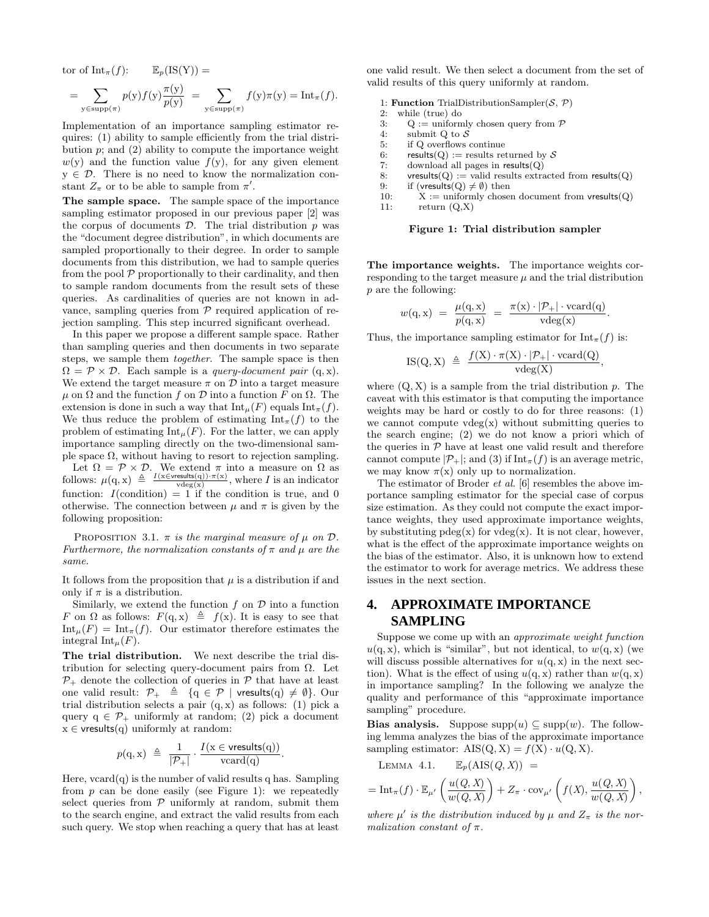tor of $\text{Int}_\pi(f)$: $\mathbb{E}_p(\text{IS}(\text{Y})) =$

$$= \sum_{\text{y} \in \text{supp}(\pi)} p(\text{y}) f(\text{y}) \frac{\pi(\text{y})}{p(\text{y})} = \sum_{\text{y} \in \text{supp}(\pi)} f(\text{y}) \pi(\text{y}) = \text{Int}_\pi(f).$$

Implementation of an importance sampling estimator requires: (1) ability to sample efficiently from the trial distribution $p$; and (2) ability to compute the importance weight $w(\text{y})$ and the function value $f(\text{y})$, for any given element $\text{y} \in \mathcal{D}$. There is no need to know the normalization constant $Z_\pi$ or to be able to sample from $\pi'$.

**The sample space.** The sample space of the importance sampling estimator proposed in our previous paper [2] was the corpus of documents $\mathcal{D}$. The trial distribution $p$ was the "document degree distribution", in which documents are sampled proportionally to their degree. In order to sample documents from this distribution, we had to sample queries from the pool $\mathcal{P}$ proportionally to their cardinality, and then to sample random documents from the result sets of these queries. As cardinalities of queries are not known in advance, sampling queries from $\mathcal{P}$ required application of rejection sampling. This step incurred significant overhead.

In this paper we propose a different sample space. Rather than sampling queries and then documents in two separate steps, we sample them *together*. The sample space is then $\Omega = \mathcal{P} \times \mathcal{D}$. Each sample is a *query-document pair* $(\text{q}, \text{x})$. We extend the target measure $\pi$ on $\mathcal{D}$ into a target measure $\mu$ on $\Omega$ and the function $f$ on $\mathcal{D}$ into a function $F$ on $\Omega$. The extension is done in such a way that $\text{Int}_\mu(F)$ equals $\text{Int}_\pi(f)$. We thus reduce the problem of estimating $\text{Int}_\pi(f)$ to the problem of estimating $\text{Int}_\mu(F)$. For the latter, we can apply importance sampling directly on the two-dimensional sample space $\Omega$, without having to resort to rejection sampling.

Let $\Omega = \mathcal{P} \times \mathcal{D}$. We extend $\pi$ into a measure on $\Omega$ as follows: $\mu(\text{q}, \text{x}) \triangleq \frac{I(\text{x} \in \text{vresults}(\text{q})) \cdot \pi(\text{x})}{\text{vdeg}(\text{x})}$, where $I$ is an indicator function: $I(\text{condition}) = 1$ if the condition is true, and 0 otherwise. The connection between $\mu$ and $\pi$ is given by the following proposition:

PROPOSITION 3.1. *$\pi$ is the marginal measure of $\mu$ on $\mathcal{D}$. Furthermore, the normalization constants of $\pi$ and $\mu$ are the same.*

It follows from the proposition that $\mu$ is a distribution if and only if $\pi$ is a distribution.

Similarly, we extend the function $f$ on $\mathcal{D}$ into a function $F$ on $\Omega$ as follows: $F(\text{q}, \text{x}) \triangleq f(\text{x})$. It is easy to see that $\text{Int}_\mu(F) = \text{Int}_\pi(f)$. Our estimator therefore estimates the integral $\text{Int}_\mu(F)$.

**The trial distribution.** We next describe the trial distribution for selecting query-document pairs from $\Omega$. Let $\mathcal{P}_+$ denote the collection of queries in $\mathcal{P}$ that have at least one valid result: $\mathcal{P}_+ \triangleq \{\text{q} \in \mathcal{P} \mid \text{vresults}(\text{q}) \neq \emptyset\}$. Our trial distribution selects a pair $(\text{q}, \text{x})$ as follows: (1) pick a query $\text{q} \in \mathcal{P}_+$ uniformly at random; (2) pick a document $\text{x} \in \text{vresults}(\text{q})$ uniformly at random:

$$p(\text{q}, \text{x}) \triangleq \frac{1}{|\mathcal{P}_+|} \cdot \frac{I(\text{x} \in \text{vresults}(\text{q}))}{\text{vcard}(\text{q})}.$$

Here, $\text{vcard}(\text{q})$ is the number of valid results q has. Sampling from $p$ can be done easily (see Figure 1): we repeatedly select queries from $\mathcal{P}$ uniformly at random, submit them to the search engine, and extract the valid results from each such query. We stop when reaching a query that has at least one valid result. We then select a document from the set of valid results of this query uniformly at random.

```
1: Function TrialDistributionSampler(S, P)
2:   while (true) do
3:     Q := uniformly chosen query from P
4:     submit Q to S
5:     if Q overflows continue
6:     results(Q) := results returned by S
7:     download all pages in results(Q)
8:     vresults(Q) := valid results extracted from results(Q)
9:     if (vresults(Q) ≠ ∅) then
10:      X := uniformly chosen document from vresults(Q)
11:      return (Q,X)
```

**Figure 1: Trial distribution sampler**

**The importance weights.** The importance weights corresponding to the target measure $\mu$ and the trial distribution $p$ are the following:

$$w(\text{q}, \text{x}) = \frac{\mu(\text{q}, \text{x})}{p(\text{q}, \text{x})} = \frac{\pi(\text{x}) \cdot |\mathcal{P}_+| \cdot \text{vcard}(\text{q})}{\text{vdeg}(\text{x})}.$$

Thus, the importance sampling estimator for $\text{Int}_\pi(f)$ is:

$$\text{IS}(\text{Q}, \text{X}) \triangleq \frac{f(\text{X}) \cdot \pi(\text{X}) \cdot |\mathcal{P}_+| \cdot \text{vcard}(\text{Q})}{\text{vdeg}(\text{X})},$$

where $(\text{Q}, \text{X})$ is a sample from the trial distribution $p$. The caveat with this estimator is that computing the importance weights may be hard or costly to do for three reasons: (1) we cannot compute $\text{vdeg}(\text{x})$ without submitting queries to the search engine; (2) we do not know a priori which of the queries in $\mathcal{P}$ have at least one valid result and therefore cannot compute $|\mathcal{P}_+|$; and (3) if $\text{Int}_\pi(f)$ is an average metric, we may know $\pi(\text{x})$ only up to normalization.

The estimator of Broder *et al.* [6] resembles the above importance sampling estimator for the special case of corpus size estimation. As they could not compute the exact importance weights, they used approximate importance weights, by substituting $\text{pdeg}(\text{x})$ for $\text{vdeg}(\text{x})$. It is not clear, however, what is the effect of the approximate importance weights on the bias of the estimator. Also, it is unknown how to extend the estimator to work for average metrics. We address these issues in the next section.

## 4. APPROXIMATE IMPORTANCE SAMPLING

Suppose we come up with an *approximate weight function* $u(\text{q}, \text{x})$, which is "similar", but not identical, to $w(\text{q}, \text{x})$ (we will discuss possible alternatives for $u(\text{q}, \text{x})$ in the next section). What is the effect of using $u(\text{q}, \text{x})$ rather than $w(\text{q}, \text{x})$ in importance sampling? In the following we analyze the quality and performance of this "approximate importance sampling" procedure.

**Bias analysis.** Suppose $\text{supp}(u) \subseteq \text{supp}(w)$. The following lemma analyzes the bias of the approximate importance sampling estimator: $\text{AIS}(\text{Q}, \text{X}) = f(\text{X}) \cdot u(\text{Q}, \text{X})$.

LEMMA 4.1. $\mathbb{E}_p(\text{AIS}(Q, X)) =$

$$= \text{Int}_\pi(f) \cdot \mathbb{E}_{\mu'}\left(\frac{u(Q, X)}{w(Q, X)}\right) + Z_\pi \cdot \text{cov}_{\mu'}\left(f(X), \frac{u(Q, X)}{w(Q, X)}\right),$$

*where $\mu'$ is the distribution induced by $\mu$ and $Z_\pi$ is the normalization constant of $\pi$.*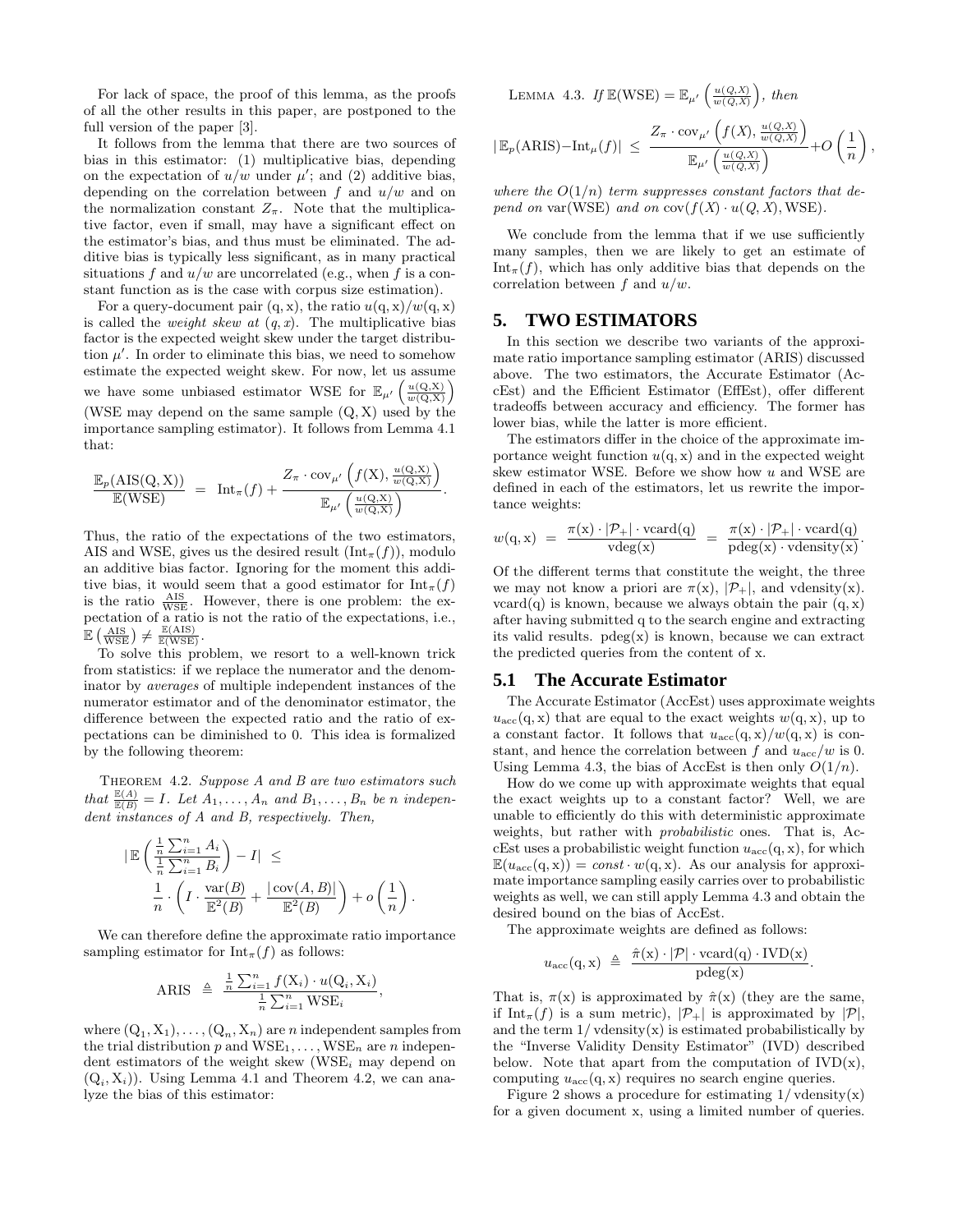For lack of space, the proof of this lemma, as the proofs of all the other results in this paper, are postponed to the full version of the paper [3].

It follows from the lemma that there are two sources of bias in this estimator: (1) multiplicative bias, depending on the expectation of $u/w$ under $\mu'$; and (2) additive bias, depending on the correlation between $f$ and $u/w$ and on the normalization constant $Z_\pi$. Note that the multiplicative factor, even if small, may have a significant effect on the estimator's bias, and thus must be eliminated. The additive bias is typically less significant, as in many practical situations $f$ and $u/w$ are uncorrelated (e.g., when $f$ is a constant function as is the case with corpus size estimation).

For a query-document pair $(\mathrm{q}, \mathrm{x})$, the ratio $u(\mathrm{q}, \mathrm{x})/w(\mathrm{q}, \mathrm{x})$ is called the *weight skew at* $(q, x)$. The multiplicative bias factor is the expected weight skew under the target distribution $\mu'$. In order to eliminate this bias, we need to somehow estimate the expected weight skew. For now, let us assume we have some unbiased estimator WSE for $\mathbb{E}_{\mu'}\left(\frac{u(\mathrm{Q},\mathrm{X})}{w(\mathrm{Q},\mathrm{X})}\right)$ (WSE may depend on the same sample $(\mathrm{Q}, \mathrm{X})$ used by the importance sampling estimator). It follows from Lemma 4.1 that:

$$\frac{\mathbb{E}_p(\mathrm{AIS}(\mathrm{Q},\mathrm{X}))}{\mathbb{E}(\mathrm{WSE})} \;=\; \mathrm{Int}_\pi(f) + \frac{Z_\pi \cdot \mathrm{cov}_{\mu'}\left(f(\mathrm{X}), \frac{u(\mathrm{Q},\mathrm{X})}{w(\mathrm{Q},\mathrm{X})}\right)}{\mathbb{E}_{\mu'}\left(\frac{u(\mathrm{Q},\mathrm{X})}{w(\mathrm{Q},\mathrm{X})}\right)}.$$

Thus, the ratio of the expectations of the two estimators, AIS and WSE, gives us the desired result ($\mathrm{Int}_\pi(f)$), modulo an additive bias factor. Ignoring for the moment this additive bias, it would seem that a good estimator for $\mathrm{Int}_\pi(f)$ is the ratio $\frac{\mathrm{AIS}}{\mathrm{WSE}}$. However, there is one problem: the expectation of a ratio is not the ratio of the expectations, i.e., $\mathbb{E}\left(\frac{\mathrm{AIS}}{\mathrm{WSE}}\right) \neq \frac{\mathbb{E}(\mathrm{AIS})}{\mathbb{E}(\mathrm{WSE})}$.

To solve this problem, we resort to a well-known trick from statistics: if we replace the numerator and the denominator by *averages* of multiple independent instances of the numerator estimator and of the denominator estimator, the difference between the expected ratio and the ratio of expectations can be diminished to 0. This idea is formalized by the following theorem:

Theorem 4.2. *Suppose $A$ and $B$ are two estimators such that $\frac{\mathbb{E}(A)}{\mathbb{E}(B)} = I$. Let $A_1, \ldots, A_n$ and $B_1, \ldots, B_n$ be $n$ independent instances of $A$ and $B$, respectively. Then,*

$$\left|\mathbb{E}\left(\frac{\frac{1}{n}\sum_{i=1}^n A_i}{\frac{1}{n}\sum_{i=1}^n B_i}\right) - I\right| \;\leq\; \frac{1}{n} \cdot \left(I \cdot \frac{\mathrm{var}(B)}{\mathbb{E}^2(B)} + \frac{|\mathrm{cov}(A,B)|}{\mathbb{E}^2(B)}\right) + o\left(\frac{1}{n}\right).$$

We can therefore define the approximate ratio importance sampling estimator for $\mathrm{Int}_\pi(f)$ as follows:

$$\mathrm{ARIS} \;\triangleq\; \frac{\frac{1}{n}\sum_{i=1}^n f(\mathrm{X}_i) \cdot u(\mathrm{Q}_i, \mathrm{X}_i)}{\frac{1}{n}\sum_{i=1}^n \mathrm{WSE}_i},$$

where $(\mathrm{Q}_1, \mathrm{X}_1), \ldots, (\mathrm{Q}_n, \mathrm{X}_n)$ are $n$ independent samples from the trial distribution $p$ and $\mathrm{WSE}_1, \ldots, \mathrm{WSE}_n$ are $n$ independent estimators of the weight skew ($\mathrm{WSE}_i$ may depend on $(\mathrm{Q}_i, \mathrm{X}_i)$). Using Lemma 4.1 and Theorem 4.2, we can analyze the bias of this estimator:

Lemma 4.3. *If $\mathbb{E}(\mathrm{WSE}) = \mathbb{E}_{\mu'}\left(\frac{u(Q,X)}{w(Q,X)}\right)$, then*

$$|\mathbb{E}_p(\mathrm{ARIS}) - \mathrm{Int}_\mu(f)| \;\leq\; \frac{Z_\pi \cdot \mathrm{cov}_{\mu'}\left(f(X), \frac{u(Q,X)}{w(Q,X)}\right)}{\mathbb{E}_{\mu'}\left(\frac{u(Q,X)}{w(Q,X)}\right)} + O\left(\frac{1}{n}\right),$$

*where the $O(1/n)$ term suppresses constant factors that depend on $\mathrm{var}(\mathrm{WSE})$ and on $\mathrm{cov}(f(X) \cdot u(Q,X), \mathrm{WSE})$.*

We conclude from the lemma that if we use sufficiently many samples, then we are likely to get an estimate of $\mathrm{Int}_\pi(f)$, which has only additive bias that depends on the correlation between $f$ and $u/w$.

## 5. TWO ESTIMATORS

In this section we describe two variants of the approximate ratio importance sampling estimator (ARIS) discussed above. The two estimators, the Accurate Estimator (AccEst) and the Efficient Estimator (EffEst), offer different tradeoffs between accuracy and efficiency. The former has lower bias, while the latter is more efficient.

The estimators differ in the choice of the approximate importance weight function $u(\mathrm{q}, \mathrm{x})$ and in the expected weight skew estimator WSE. Before we show how $u$ and WSE are defined in each of the estimators, let us rewrite the importance weights:

$$w(\mathrm{q}, \mathrm{x}) \;=\; \frac{\pi(\mathrm{x}) \cdot |\mathcal{P}_+| \cdot \mathrm{vcard}(\mathrm{q})}{\mathrm{vdeg}(\mathrm{x})} \;=\; \frac{\pi(\mathrm{x}) \cdot |\mathcal{P}_+| \cdot \mathrm{vcard}(\mathrm{q})}{\mathrm{pdeg}(\mathrm{x}) \cdot \mathrm{vdensity}(\mathrm{x})}.$$

Of the different terms that constitute the weight, the three we may not know a priori are $\pi(\mathrm{x})$, $|\mathcal{P}_+|$, and $\mathrm{vdensity}(\mathrm{x})$. $\mathrm{vcard}(\mathrm{q})$ is known, because we always obtain the pair $(\mathrm{q}, \mathrm{x})$ after having submitted q to the search engine and extracting its valid results. $\mathrm{pdeg}(\mathrm{x})$ is known, because we can extract the predicted queries from the content of x.

### 5.1 The Accurate Estimator

The Accurate Estimator (AccEst) uses approximate weights $u_{\mathrm{acc}}(\mathrm{q}, \mathrm{x})$ that are equal to the exact weights $w(\mathrm{q}, \mathrm{x})$, up to a constant factor. It follows that $u_{\mathrm{acc}}(\mathrm{q}, \mathrm{x})/w(\mathrm{q}, \mathrm{x})$ is constant, and hence the correlation between $f$ and $u_{\mathrm{acc}}/w$ is 0. Using Lemma 4.3, the bias of AccEst is then only $O(1/n)$.

How do we come up with approximate weights that equal the exact weights up to a constant factor? Well, we are unable to efficiently do this with deterministic approximate weights, but rather with *probabilistic* ones. That is, AccEst uses a probabilistic weight function $u_{\mathrm{acc}}(\mathrm{q}, \mathrm{x})$, for which $\mathbb{E}(u_{\mathrm{acc}}(\mathrm{q}, \mathrm{x})) = const \cdot w(\mathrm{q}, \mathrm{x})$. As our analysis for approximate importance sampling easily carries over to probabilistic weights as well, we can still apply Lemma 4.3 and obtain the desired bound on the bias of AccEst.

The approximate weights are defined as follows:

$$u_{\mathrm{acc}}(\mathrm{q}, \mathrm{x}) \;\triangleq\; \frac{\hat{\pi}(\mathrm{x}) \cdot |\mathcal{P}| \cdot \mathrm{vcard}(\mathrm{q}) \cdot \mathrm{IVD}(\mathrm{x})}{\mathrm{pdeg}(\mathrm{x})}.$$

That is, $\pi(\mathrm{x})$ is approximated by $\hat{\pi}(\mathrm{x})$ (they are the same, if $\mathrm{Int}_\pi(f)$ is a sum metric), $|\mathcal{P}_+|$ is approximated by $|\mathcal{P}|$, and the term $1/\mathrm{vdensity}(\mathrm{x})$ is estimated probabilistically by the "Inverse Validity Density Estimator" (IVD) described below. Note that apart from the computation of $\mathrm{IVD}(\mathrm{x})$, computing $u_{\mathrm{acc}}(\mathrm{q}, \mathrm{x})$ requires no search engine queries.

Figure 2 shows a procedure for estimating $1/\mathrm{vdensity}(\mathrm{x})$ for a given document x, using a limited number of queries.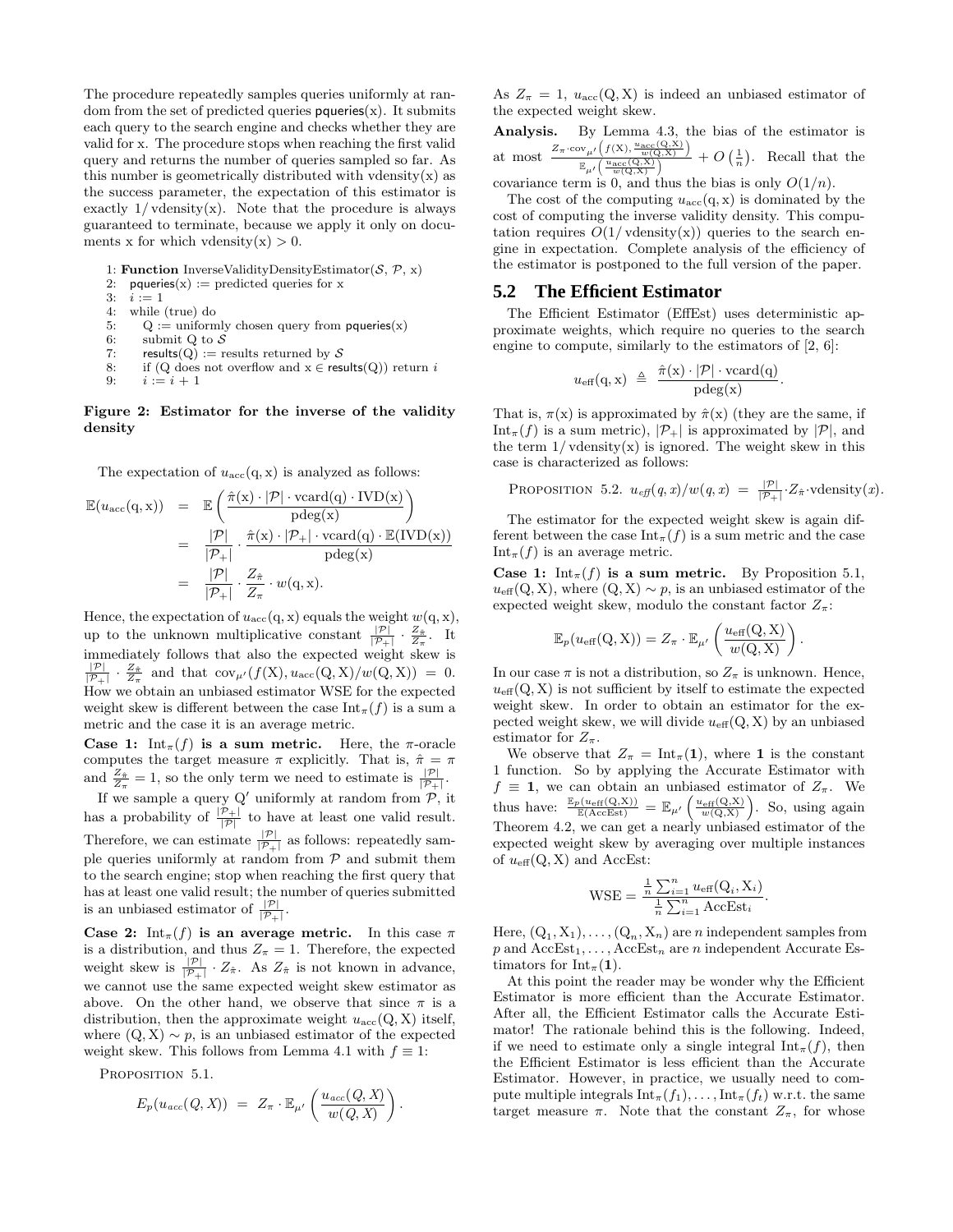The procedure repeatedly samples queries uniformly at random from the set of predicted queries pqueries(x). It submits each query to the search engine and checks whether they are valid for x. The procedure stops when reaching the first valid query and returns the number of queries sampled so far. As this number is geometrically distributed with vdensity(x) as the success parameter, the expectation of this estimator is exactly $1/\text{vdensity}(x)$. Note that the procedure is always guaranteed to terminate, because we apply it only on documents x for which $\text{vdensity}(x) > 0$.

```
1: Function InverseValidityDensityEstimator(S, P, x)
2:   pqueries(x) := predicted queries for x
3:   i := 1
4:   while (true) do
5:     Q := uniformly chosen query from pqueries(x)
6:     submit Q to S
7:     results(Q) := results returned by S
8:     if (Q does not overflow and x ∈ results(Q)) return i
9:     i := i + 1
```

**Figure 2: Estimator for the inverse of the validity density**

The expectation of $u_{\text{acc}}(q, x)$ is analyzed as follows:

$$
\begin{aligned}
\mathbb{E}(u_{\text{acc}}(q,x)) &= \mathbb{E}\left(\frac{\hat{\pi}(x)\cdot|\mathcal{P}|\cdot \text{vcard}(q)\cdot \text{IVD}(x)}{\text{pdeg}(x)}\right) \\
&= \frac{|\mathcal{P}|}{|\mathcal{P}_+|}\cdot\frac{\hat{\pi}(x)\cdot|\mathcal{P}_+|\cdot \text{vcard}(q)\cdot \mathbb{E}(\text{IVD}(x))}{\text{pdeg}(x)} \\
&= \frac{|\mathcal{P}|}{|\mathcal{P}_+|}\cdot\frac{Z_{\hat{\pi}}}{Z_\pi}\cdot w(q,x).
\end{aligned}
$$

Hence, the expectation of $u_{\text{acc}}(q, x)$ equals the weight $w(q, x)$, up to the unknown multiplicative constant $\frac{|\mathcal{P}|}{|\mathcal{P}_+|}\cdot\frac{Z_{\hat{\pi}}}{Z_\pi}$. It immediately follows that also the expected weight skew is $\frac{|\mathcal{P}|}{|\mathcal{P}_+|}\cdot\frac{Z_{\hat{\pi}}}{Z_\pi}$ and that $\text{cov}_{\mu'}(f(X), u_{\text{acc}}(Q,X)/w(Q,X)) = 0$. How we obtain an unbiased estimator WSE for the expected weight skew is different between the case $\text{Int}_\pi(f)$ is a sum metric and the case it is an average metric.

**Case 1: $\text{Int}_\pi(f)$ is a sum metric.** Here, the $\pi$-oracle computes the target measure $\pi$ explicitly. That is, $\hat{\pi} = \pi$ and $\frac{Z_{\hat{\pi}}}{Z_\pi} = 1$, so the only term we need to estimate is $\frac{|\mathcal{P}|}{|\mathcal{P}_+|}$.

If we sample a query Q′ uniformly at random from $\mathcal{P}$, it has a probability of $\frac{|\mathcal{P}_+|}{|\mathcal{P}|}$ to have at least one valid result. Therefore, we can estimate $\frac{|\mathcal{P}|}{|\mathcal{P}_+|}$ as follows: repeatedly sample queries uniformly at random from $\mathcal{P}$ and submit them to the search engine; stop when reaching the first query that has at least one valid result; the number of queries submitted is an unbiased estimator of $\frac{|\mathcal{P}|}{|\mathcal{P}_+|}$.

**Case 2: $\text{Int}_\pi(f)$ is an average metric.** In this case $\pi$ is a distribution, and thus $Z_\pi = 1$. Therefore, the expected weight skew is $\frac{|\mathcal{P}|}{|\mathcal{P}_+|}\cdot Z_{\hat{\pi}}$. As $Z_{\hat{\pi}}$ is not known in advance, we cannot use the same expected weight skew estimator as above. On the other hand, we observe that since $\pi$ is a distribution, then the approximate weight $u_{\text{acc}}(Q, X)$ itself, where $(Q, X) \sim p$, is an unbiased estimator of the expected weight skew. This follows from Lemma 4.1 with $f \equiv 1$:

PROPOSITION 5.1.

$$
E_p(u_{acc}(Q,X)) = Z_\pi\cdot\mathbb{E}_{\mu'}\left(\frac{u_{acc}(Q,X)}{w(Q,X)}\right).
$$

As $Z_\pi = 1$, $u_{\text{acc}}(Q, X)$ is indeed an unbiased estimator of the expected weight skew.

**Analysis.** By Lemma 4.3, the bias of the estimator is at most $\frac{Z_\pi\cdot\text{cov}_{\mu'}\left(f(X),\frac{u_{\text{acc}}(Q,X)}{w(Q,X)}\right)}{\mathbb{E}_{\mu'}\left(\frac{u_{\text{acc}}(Q,X)}{w(Q,X)}\right)} + O\left(\frac{1}{n}\right)$. Recall that the covariance term is 0, and thus the bias is only $O(1/n)$.

The cost of the computing $u_{\text{acc}}(q, x)$ is dominated by the cost of computing the inverse validity density. This computation requires $O(1/\text{vdensity}(x))$ queries to the search engine in expectation. Complete analysis of the efficiency of the estimator is postponed to the full version of the paper.

## 5.2 The Efficient Estimator

The Efficient Estimator (EffEst) uses deterministic approximate weights, which require no queries to the search engine to compute, similarly to the estimators of [2, 6]:

$$
u_{\text{eff}}(q,x) \triangleq \frac{\hat{\pi}(x)\cdot|\mathcal{P}|\cdot\text{vcard}(q)}{\text{pdeg}(x)}.
$$

That is, $\pi(x)$ is approximated by $\hat{\pi}(x)$ (they are the same, if $\text{Int}_\pi(f)$ is a sum metric), $|\mathcal{P}_+|$ is approximated by $|\mathcal{P}|$, and the term $1/\text{vdensity}(x)$ is ignored. The weight skew in this case is characterized as follows:

PROPOSITION 5.2. $u_{eff}(q,x)/w(q,x) = \frac{|\mathcal{P}|}{|\mathcal{P}_+|}\cdot Z_{\hat{\pi}}\cdot\text{vdensity}(x)$.

The estimator for the expected weight skew is again different between the case $\text{Int}_\pi(f)$ is a sum metric and the case $\text{Int}_\pi(f)$ is an average metric.

**Case 1: $\text{Int}_\pi(f)$ is a sum metric.** By Proposition 5.1, $u_{\text{eff}}(Q, X)$, where $(Q, X) \sim p$, is an unbiased estimator of the expected weight skew, modulo the constant factor $Z_\pi$:

$$
\mathbb{E}_p(u_{\text{eff}}(Q,X)) = Z_\pi\cdot\mathbb{E}_{\mu'}\left(\frac{u_{\text{eff}}(Q,X)}{w(Q,X)}\right).
$$

In our case $\pi$ is not a distribution, so $Z_\pi$ is unknown. Hence, $u_{\text{eff}}(Q, X)$ is not sufficient by itself to estimate the expected weight skew. In order to obtain an estimator for the expected weight skew, we will divide $u_{\text{eff}}(Q, X)$ by an unbiased estimator for $Z_\pi$.

We observe that $Z_\pi = \text{Int}_\pi(\mathbf{1})$, where $\mathbf{1}$ is the constant 1 function. So by applying the Accurate Estimator with $f \equiv \mathbf{1}$, we can obtain an unbiased estimator of $Z_\pi$. We thus have: $\frac{\mathbb{E}_p(u_{\text{eff}}(Q,X))}{\mathbb{E}(\text{AccEst})} = \mathbb{E}_{\mu'}\left(\frac{u_{\text{eff}}(Q,X)}{w(Q,X)}\right)$. So, using again Theorem 4.2, we can get a nearly unbiased estimator of the expected weight skew by averaging over multiple instances of $u_{\text{eff}}(Q, X)$ and AccEst:

$$
\text{WSE} = \frac{\frac{1}{n}\sum_{i=1}^n u_{\text{eff}}(Q_i,X_i)}{\frac{1}{n}\sum_{i=1}^n \text{AccEst}_i}.
$$

Here, $(Q_1, X_1), \ldots, (Q_n, X_n)$ are $n$ independent samples from $p$ and $\text{AccEst}_1, \ldots, \text{AccEst}_n$ are $n$ independent Accurate Estimators for $\text{Int}_\pi(\mathbf{1})$.

At this point the reader may be wonder why the Efficient Estimator is more efficient than the Accurate Estimator. After all, the Efficient Estimator calls the Accurate Estimator! The rationale behind this is the following. Indeed, if we need to estimate only a single integral $\text{Int}_\pi(f)$, then the Efficient Estimator is less efficient than the Accurate Estimator. However, in practice, we usually need to compute multiple integrals $\text{Int}_\pi(f_1), \ldots, \text{Int}_\pi(f_t)$ w.r.t. the same target measure $\pi$. Note that the constant $Z_\pi$, for whose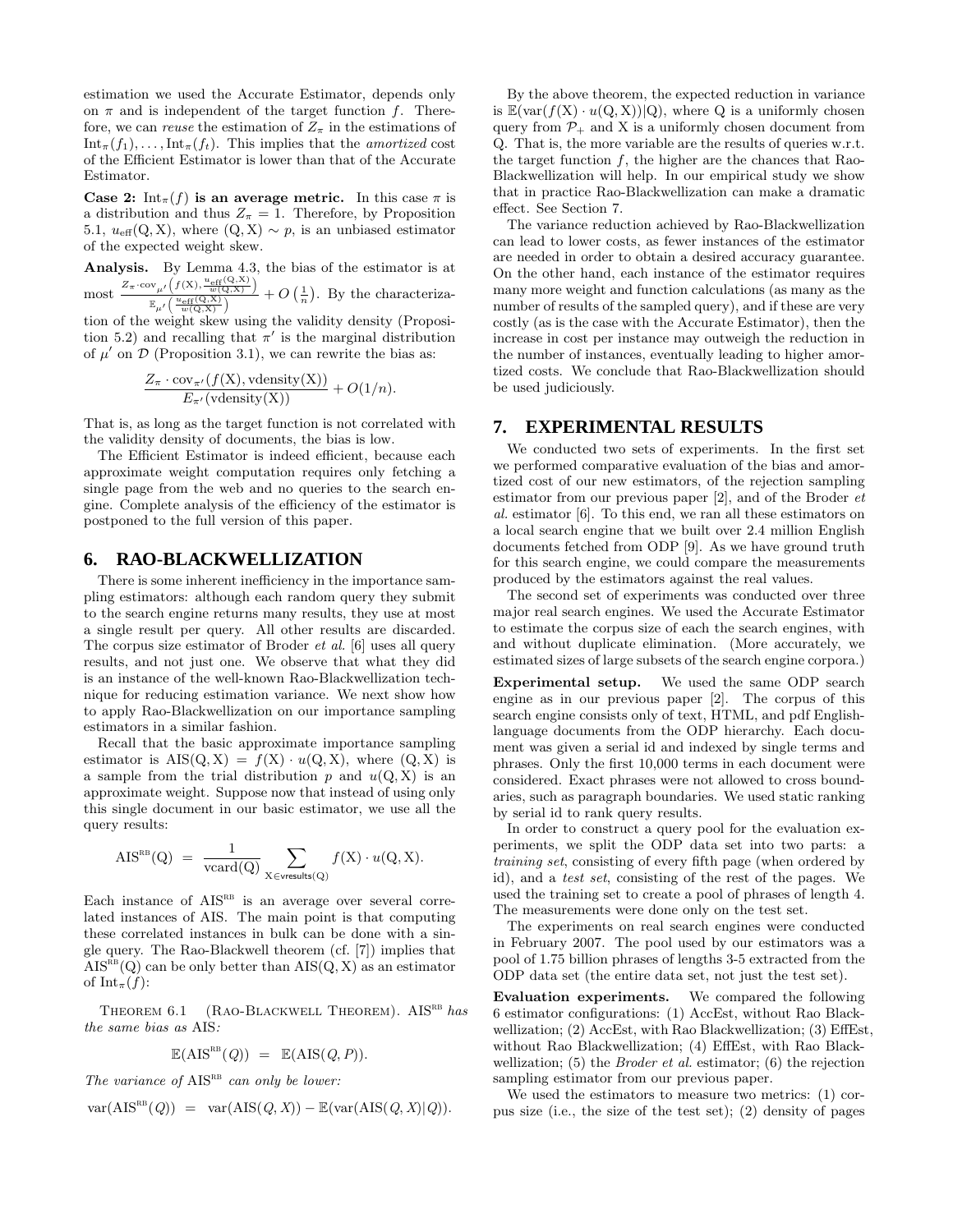estimation we used the Accurate Estimator, depends only on $\pi$ and is independent of the target function $f$. Therefore, we can *reuse* the estimation of $Z_\pi$ in the estimations of $\mathrm{Int}_\pi(f_1), \ldots, \mathrm{Int}_\pi(f_t)$. This implies that the *amortized* cost of the Efficient Estimator is lower than that of the Accurate Estimator.

**Case 2: $\mathrm{Int}_\pi(f)$ is an average metric.** In this case $\pi$ is a distribution and thus $Z_\pi = 1$. Therefore, by Proposition 5.1, $u_{\mathrm{eff}}(\mathrm{Q}, \mathrm{X})$, where $(\mathrm{Q}, \mathrm{X}) \sim p$, is an unbiased estimator of the expected weight skew.

**Analysis.** By Lemma 4.3, the bias of the estimator is at most $\frac{Z_\pi \cdot \mathrm{cov}_{\mu'}\left(f(\mathrm{X}), \frac{u_{\mathrm{eff}}(\mathrm{Q},\mathrm{X})}{w(\mathrm{Q},\mathrm{X})}\right)}{\mathbb{E}_{\mu'}\left(\frac{u_{\mathrm{eff}}(\mathrm{Q},\mathrm{X})}{w(\mathrm{Q},\mathrm{X})}\right)} + O\left(\frac{1}{n}\right)$. By the characterization of the weight skew using the validity density (Proposition 5.2) and recalling that $\pi'$ is the marginal distribution of $\mu'$ on $\mathcal{D}$ (Proposition 3.1), we can rewrite the bias as:

$$\frac{Z_\pi \cdot \mathrm{cov}_{\pi'}(f(\mathrm{X}), \mathrm{vdensity}(\mathrm{X}))}{E_{\pi'}(\mathrm{vdensity}(\mathrm{X}))} + O(1/n).$$

That is, as long as the target function is not correlated with the validity density of documents, the bias is low.

The Efficient Estimator is indeed efficient, because each approximate weight computation requires only fetching a single page from the web and no queries to the search engine. Complete analysis of the efficiency of the estimator is postponed to the full version of this paper.

## 6. RAO-BLACKWELLIZATION

There is some inherent inefficiency in the importance sampling estimators: although each random query they submit to the search engine returns many results, they use at most a single result per query. All other results are discarded. The corpus size estimator of Broder *et al.* [6] uses all query results, and not just one. We observe that what they did is an instance of the well-known Rao-Blackwellization technique for reducing estimation variance. We next show how to apply Rao-Blackwellization on our importance sampling estimators in a similar fashion.

Recall that the basic approximate importance sampling estimator is $\mathrm{AIS}(\mathrm{Q}, \mathrm{X}) = f(\mathrm{X}) \cdot u(\mathrm{Q}, \mathrm{X})$, where $(\mathrm{Q}, \mathrm{X})$ is a sample from the trial distribution $p$ and $u(\mathrm{Q}, \mathrm{X})$ is an approximate weight. Suppose now that instead of using only this single document in our basic estimator, we use all the query results:

$$\mathrm{AIS}^{\mathrm{RB}}(\mathrm{Q}) = \frac{1}{\mathrm{vcard}(\mathrm{Q})} \sum_{\mathrm{X} \in \mathsf{vresults}(\mathrm{Q})} f(\mathrm{X}) \cdot u(\mathrm{Q}, \mathrm{X}).$$

Each instance of $\mathrm{AIS}^{\mathrm{RB}}$ is an average over several correlated instances of AIS. The main point is that computing these correlated instances in bulk can be done with a single query. The Rao-Blackwell theorem (cf. [7]) implies that $\mathrm{AIS}^{\mathrm{RB}}(\mathrm{Q})$ can be only better than $\mathrm{AIS}(\mathrm{Q}, \mathrm{X})$ as an estimator of $\mathrm{Int}_\pi(f)$:

THEOREM 6.1 (RAO-BLACKWELL THEOREM). *$\mathrm{AIS}^{\mathrm{RB}}$ has the same bias as* AIS*:*

$$\mathbb{E}(\mathrm{AIS}^{\mathrm{RB}}(Q)) = \mathbb{E}(\mathrm{AIS}(Q, P)).$$

*The variance of $\mathrm{AIS}^{\mathrm{RB}}$ can only be lower:*

$$\mathrm{var}(\mathrm{AIS}^{\mathrm{RB}}(Q)) = \mathrm{var}(\mathrm{AIS}(Q, X)) - \mathbb{E}(\mathrm{var}(\mathrm{AIS}(Q, X)|Q)).$$

By the above theorem, the expected reduction in variance is $\mathbb{E}(\mathrm{var}(f(\mathrm{X}) \cdot u(\mathrm{Q}, \mathrm{X}))|\mathrm{Q})$, where Q is a uniformly chosen query from $\mathcal{P}_+$ and X is a uniformly chosen document from Q. That is, the more variable are the results of queries w.r.t. the target function $f$, the higher are the chances that Rao-Blackwellization will help. In our empirical study we show that in practice Rao-Blackwellization can make a dramatic effect. See Section 7.

The variance reduction achieved by Rao-Blackwellization can lead to lower costs, as fewer instances of the estimator are needed in order to obtain a desired accuracy guarantee. On the other hand, each instance of the estimator requires many more weight and function calculations (as many as the number of results of the sampled query), and if these are very costly (as is the case with the Accurate Estimator), then the increase in cost per instance may outweigh the reduction in the number of instances, eventually leading to higher amortized costs. We conclude that Rao-Blackwellization should be used judiciously.

## 7. EXPERIMENTAL RESULTS

We conducted two sets of experiments. In the first set we performed comparative evaluation of the bias and amortized cost of our new estimators, of the rejection sampling estimator from our previous paper [2], and of the Broder *et al.* estimator [6]. To this end, we ran all these estimators on a local search engine that we built over 2.4 million English documents fetched from ODP [9]. As we have ground truth for this search engine, we could compare the measurements produced by the estimators against the real values.

The second set of experiments was conducted over three major real search engines. We used the Accurate Estimator to estimate the corpus size of each the search engines, with and without duplicate elimination. (More accurately, we estimated sizes of large subsets of the search engine corpora.)

**Experimental setup.** We used the same ODP search engine as in our previous paper [2]. The corpus of this search engine consists only of text, HTML, and pdf English-language documents from the ODP hierarchy. Each document was given a serial id and indexed by single terms and phrases. Only the first 10,000 terms in each document were considered. Exact phrases were not allowed to cross boundaries, such as paragraph boundaries. We used static ranking by serial id to rank query results.

In order to construct a query pool for the evaluation experiments, we split the ODP data set into two parts: a *training set*, consisting of every fifth page (when ordered by id), and a *test set*, consisting of the rest of the pages. We used the training set to create a pool of phrases of length 4. The measurements were done only on the test set.

The experiments on real search engines were conducted in February 2007. The pool used by our estimators was a pool of 1.75 billion phrases of lengths 3-5 extracted from the ODP data set (the entire data set, not just the test set).

**Evaluation experiments.** We compared the following 6 estimator configurations: (1) AccEst, without Rao Blackwellization; (2) AccEst, with Rao Blackwellization; (3) EffEst, without Rao Blackwellization; (4) EffEst, with Rao Blackwellization; (5) the *Broder et al.* estimator; (6) the rejection sampling estimator from our previous paper.

We used the estimators to measure two metrics: (1) corpus size (i.e., the size of the test set); (2) density of pages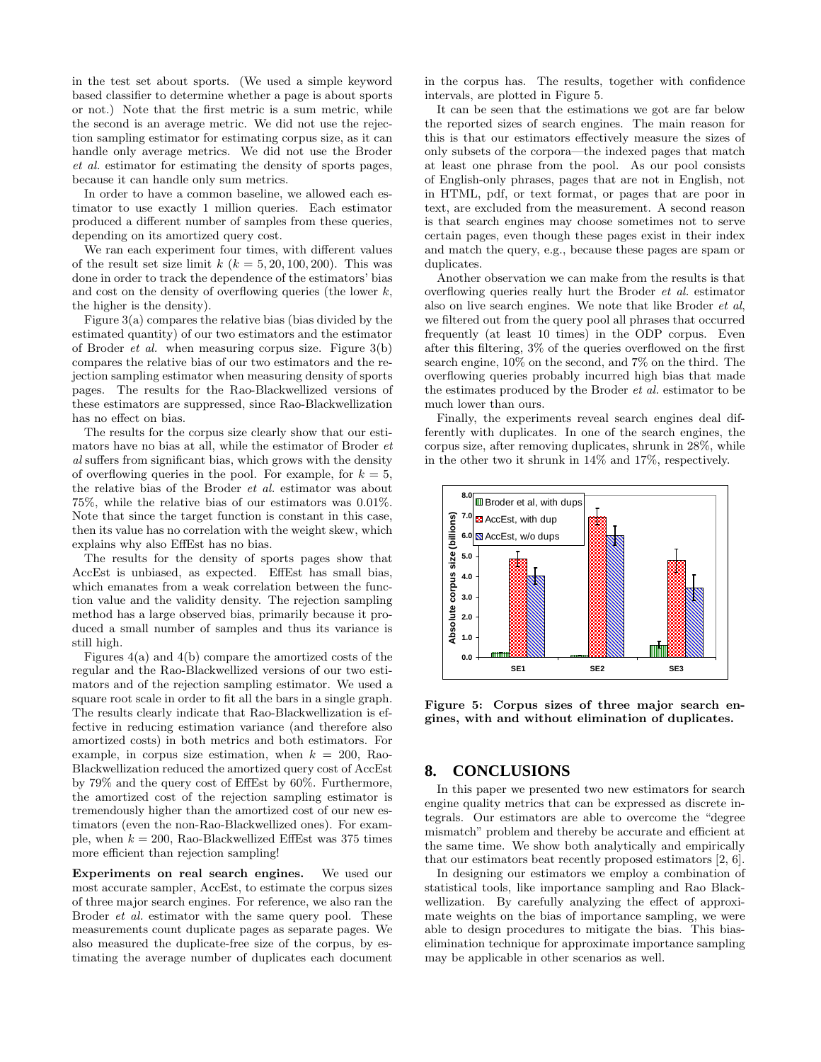in the test set about sports. (We used a simple keyword based classifier to determine whether a page is about sports or not.) Note that the first metric is a sum metric, while the second is an average metric. We did not use the rejection sampling estimator for estimating corpus size, as it can handle only average metrics. We did not use the Broder *et al.* estimator for estimating the density of sports pages, because it can handle only sum metrics.

In order to have a common baseline, we allowed each estimator to use exactly 1 million queries. Each estimator produced a different number of samples from these queries, depending on its amortized query cost.

We ran each experiment four times, with different values of the result set size limit $k$ ($k = 5, 20, 100, 200$). This was done in order to track the dependence of the estimators' bias and cost on the density of overflowing queries (the lower $k$, the higher is the density).

Figure 3(a) compares the relative bias (bias divided by the estimated quantity) of our two estimators and the estimator of Broder *et al.* when measuring corpus size. Figure 3(b) compares the relative bias of our two estimators and the rejection sampling estimator when measuring density of sports pages. The results for the Rao-Blackwellized versions of these estimators are suppressed, since Rao-Blackwellization has no effect on bias.

The results for the corpus size clearly show that our estimators have no bias at all, while the estimator of Broder *et al* suffers from significant bias, which grows with the density of overflowing queries in the pool. For example, for $k = 5$, the relative bias of the Broder *et al.* estimator was about 75%, while the relative bias of our estimators was 0.01%. Note that since the target function is constant in this case, then its value has no correlation with the weight skew, which explains why also EffEst has no bias.

The results for the density of sports pages show that AccEst is unbiased, as expected. EffEst has small bias, which emanates from a weak correlation between the function value and the validity density. The rejection sampling method has a large observed bias, primarily because it produced a small number of samples and thus its variance is still high.

Figures 4(a) and 4(b) compare the amortized costs of the regular and the Rao-Blackwellized versions of our two estimators and of the rejection sampling estimator. We used a square root scale in order to fit all the bars in a single graph. The results clearly indicate that Rao-Blackwellization is effective in reducing estimation variance (and therefore also amortized costs) in both metrics and both estimators. For example, in corpus size estimation, when $k = 200$, Rao-Blackwellization reduced the amortized query cost of AccEst by 79% and the query cost of EffEst by 60%. Furthermore, the amortized cost of the rejection sampling estimator is tremendously higher than the amortized cost of our new estimators (even the non-Rao-Blackwellized ones). For example, when $k = 200$, Rao-Blackwellized EffEst was 375 times more efficient than rejection sampling!

**Experiments on real search engines.** We used our most accurate sampler, AccEst, to estimate the corpus sizes of three major search engines. For reference, we also ran the Broder *et al.* estimator with the same query pool. These measurements count duplicate pages as separate pages. We also measured the duplicate-free size of the corpus, by estimating the average number of duplicates each document in the corpus has. The results, together with confidence intervals, are plotted in Figure 5.

It can be seen that the estimations we got are far below the reported sizes of search engines. The main reason for this is that our estimators effectively measure the sizes of only subsets of the corpora—the indexed pages that match at least one phrase from the pool. As our pool consists of English-only phrases, pages that are not in English, not in HTML, pdf, or text format, or pages that are poor in text, are excluded from the measurement. A second reason is that search engines may choose sometimes not to serve certain pages, even though these pages exist in their index and match the query, e.g., because these pages are spam or duplicates.

Another observation we can make from the results is that overflowing queries really hurt the Broder *et al.* estimator also on live search engines. We note that like Broder *et al*, we filtered out from the query pool all phrases that occurred frequently (at least 10 times) in the ODP corpus. Even after this filtering, 3% of the queries overflowed on the first search engine, 10% on the second, and 7% on the third. The overflowing queries probably incurred high bias that made the estimates produced by the Broder *et al.* estimator to be much lower than ours.

Finally, the experiments reveal search engines deal differently with duplicates. In one of the search engines, the corpus size, after removing duplicates, shrunk in 28%, while in the other two it shrunk in 14% and 17%, respectively.

**Figure 5: Corpus sizes of three major search engines, with and without elimination of duplicates.**

## 8. CONCLUSIONS

In this paper we presented two new estimators for search engine quality metrics that can be expressed as discrete integrals. Our estimators are able to overcome the "degree mismatch" problem and thereby be accurate and efficient at the same time. We show both analytically and empirically that our estimators beat recently proposed estimators [2, 6].

In designing our estimators we employ a combination of statistical tools, like importance sampling and Rao Blackwellization. By carefully analyzing the effect of approximate weights on the bias of importance sampling, we were able to design procedures to mitigate the bias. This bias-elimination technique for approximate importance sampling may be applicable in other scenarios as well.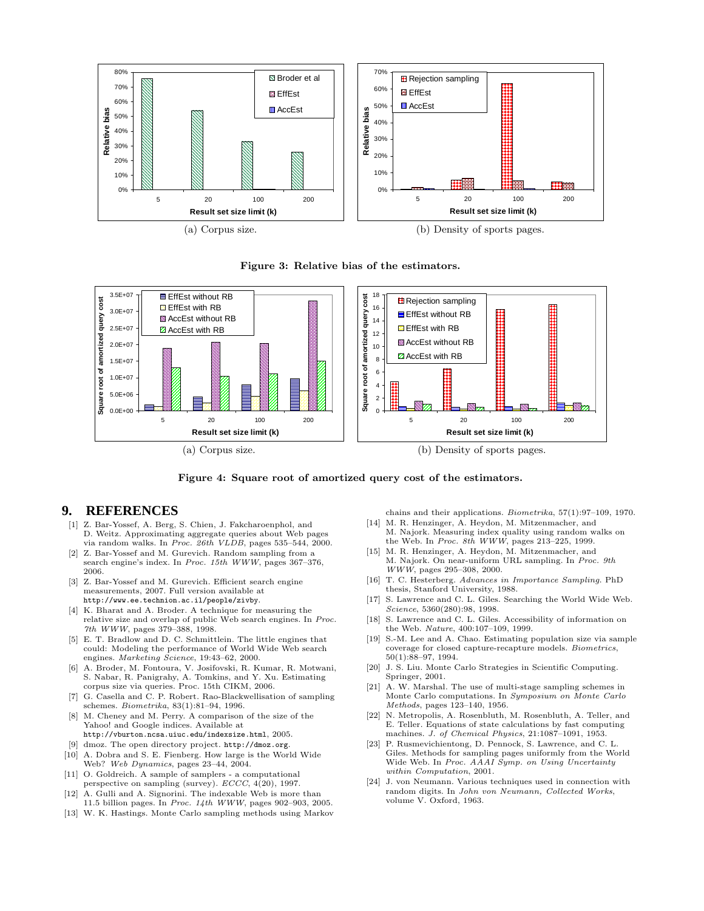Relative bias

80%
70%
60%
50%
40%
30%
20%
10%
0%

5 20 100 200

Result set size limit (k)

Broder et al
EffEst
AccEst

(a) Corpus size.

Relative bias

70%
60%
50%
40%
30%
20%
10%
0%

5 20 100 200

Result set size limit (k)

Rejection sampling
EffEst
AccEst

(b) Density of sports pages.

**Figure 3: Relative bias of the estimators.**

Square root of amortized query cost

3.5E+07
3.0E+07
2.5E+07
2.0E+07
1.5E+07
1.0E+07
5.0E+06
0.0E+00

5 20 100 200

Result set size limit (k)

EffEst without RB
EffEst with RB
AccEst without RB
AccEst with RB

(a) Corpus size.

Square root of amortized query cost

18
16
14
12
10
8
6
4
2
0

5 20 100 200

Result set size limit (k)

Rejection sampling
EffEst without RB
EffEst with RB
AccEst without RB
AccEst with RB

(b) Density of sports pages.

**Figure 4: Square root of amortized query cost of the estimators.**

# 9. REFERENCES

[1] Z. Bar-Yossef, A. Berg, S. Chien, J. Fakcharoenphol, and D. Weitz. Approximating aggregate queries about Web pages via random walks. In *Proc. 26th VLDB*, pages 535–544, 2000.

[2] Z. Bar-Yossef and M. Gurevich. Random sampling from a search engine's index. In *Proc. 15th WWW*, pages 367–376, 2006.

[3] Z. Bar-Yossef and M. Gurevich. Efficient search engine measurements, 2007. Full version available at `http://www.ee.technion.ac.il/people/zivby`.

[4] K. Bharat and A. Broder. A technique for measuring the relative size and overlap of public Web search engines. In *Proc. 7th WWW*, pages 379–388, 1998.

[5] E. T. Bradlow and D. C. Schmittlein. The little engines that could: Modeling the performance of World Wide Web search engines. *Marketing Science*, 19:43–62, 2000.

[6] A. Broder, M. Fontoura, V. Josifovski, R. Kumar, R. Motwani, S. Nabar, R. Panigrahy, A. Tomkins, and Y. Xu. Estimating corpus size via queries. Proc. 15th CIKM, 2006.

[7] G. Casella and C. P. Robert. Rao-Blackwellisation of sampling schemes. *Biometrika*, 83(1):81–94, 1996.

[8] M. Cheney and M. Perry. A comparison of the size of the Yahoo! and Google indices. Available at `http://vburton.ncsa.uiuc.edu/indexsize.html`, 2005.

[9] dmoz. The open directory project. `http://dmoz.org`.

[10] A. Dobra and S. E. Fienberg. How large is the World Wide Web? *Web Dynamics*, pages 23–44, 2004.

[11] O. Goldreich. A sample of samplers - a computational perspective on sampling (survey). *ECCC*, 4(20), 1997.

[12] A. Gulli and A. Signorini. The indexable Web is more than 11.5 billion pages. In *Proc. 14th WWW*, pages 902–903, 2005.

[13] W. K. Hastings. Monte Carlo sampling methods using Markov chains and their applications. *Biometrika*, 57(1):97–109, 1970.

[14] M. R. Henzinger, A. Heydon, M. Mitzenmacher, and M. Najork. Measuring index quality using random walks on the Web. In *Proc. 8th WWW*, pages 213–225, 1999.

[15] M. R. Henzinger, A. Heydon, M. Mitzenmacher, and M. Najork. On near-uniform URL sampling. In *Proc. 9th WWW*, pages 295–308, 2000.

[16] T. C. Hesterberg. *Advances in Importance Sampling*. PhD thesis, Stanford University, 1988.

[17] S. Lawrence and C. L. Giles. Searching the World Wide Web. *Science*, 5360(280):98, 1998.

[18] S. Lawrence and C. L. Giles. Accessibility of information on the Web. *Nature*, 400:107–109, 1999.

[19] S.-M. Lee and A. Chao. Estimating population size via sample coverage for closed capture-recapture models. *Biometrics*, 50(1):88–97, 1994.

[20] J. S. Liu. Monte Carlo Strategies in Scientific Computing. Springer, 2001.

[21] A. W. Marshal. The use of multi-stage sampling schemes in Monte Carlo computations. In *Symposium on Monte Carlo Methods*, pages 123–140, 1956.

[22] N. Metropolis, A. Rosenbluth, M. Rosenbluth, A. Teller, and E. Teller. Equations of state calculations by fast computing machines. *J. of Chemical Physics*, 21:1087–1091, 1953.

[23] P. Rusmevichientong, D. Pennock, S. Lawrence, and C. L. Giles. Methods for sampling pages uniformly from the World Wide Web. In *Proc. AAAI Symp. on Using Uncertainty within Computation*, 2001.

[24] J. von Neumann. Various techniques used in connection with random digits. In *John von Neumann, Collected Works*, volume V. Oxford, 1963.